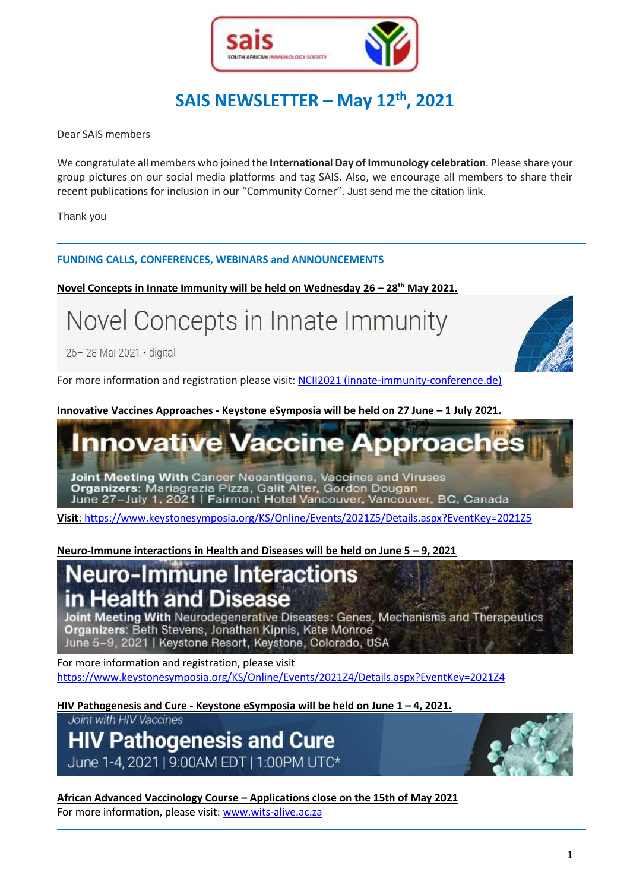# SAIS NEWSLETTER – May 12th, 2021

Dear SAIS members

We congratulate all members who joined the **International Day of Immunology celebration**. Please share your group pictures on our social media platforms and tag SAIS. Also, we encourage all members to share their recent publications for inclusion in our "Community Corner". Just send me the citation link.

Thank you

---

## FUNDING CALLS, CONFERENCES, WEBINARS and ANNOUNCEMENTS

**Novel Concepts in Innate Immunity will be held on Wednesday 26 – 28th May 2021.**

Novel Concepts in Innate Immunity

26– 28 Mai 2021 • digital

For more information and registration please visit: [NCII2021 (innate-immunity-conference.de)](innate-immunity-conference.de)

**Innovative Vaccines Approaches - Keystone eSymposia will be held on 27 June – 1 July 2021.**

Innovative Vaccine Approaches

Joint Meeting With Cancer Neoantigens, Vaccines and Viruses
Organizers: Mariagrazia Pizza, Galit Alter, Gordon Dougan
June 27–July 1, 2021 | Fairmont Hotel Vancouver, Vancouver, BC, Canada

**Visit**: https://www.keystonesymposia.org/KS/Online/Events/2021Z5/Details.aspx?EventKey=2021Z5

**Neuro-Immune interactions in Health and Diseases will be held on June 5 – 9, 2021**

Neuro-Immune Interactions in Health and Disease

Joint Meeting With Neurodegenerative Diseases: Genes, Mechanisms and Therapeutics
Organizers: Beth Stevens, Jonathan Kipnis, Kate Monroe
June 5–9, 2021 | Keystone Resort, Keystone, Colorado, USA

For more information and registration, please visit
https://www.keystonesymposia.org/KS/Online/Events/2021Z4/Details.aspx?EventKey=2021Z4

**HIV Pathogenesis and Cure - Keystone eSymposia will be held on June 1 – 4, 2021.**

Joint with HIV Vaccines

HIV Pathogenesis and Cure

June 1-4, 2021 | 9:00AM EDT | 1:00PM UTC*

**African Advanced Vaccinology Course – Applications close on the 15th of May 2021**

For more information, please visit: [www.wits-alive.ac.za](www.wits-alive.ac.za)

---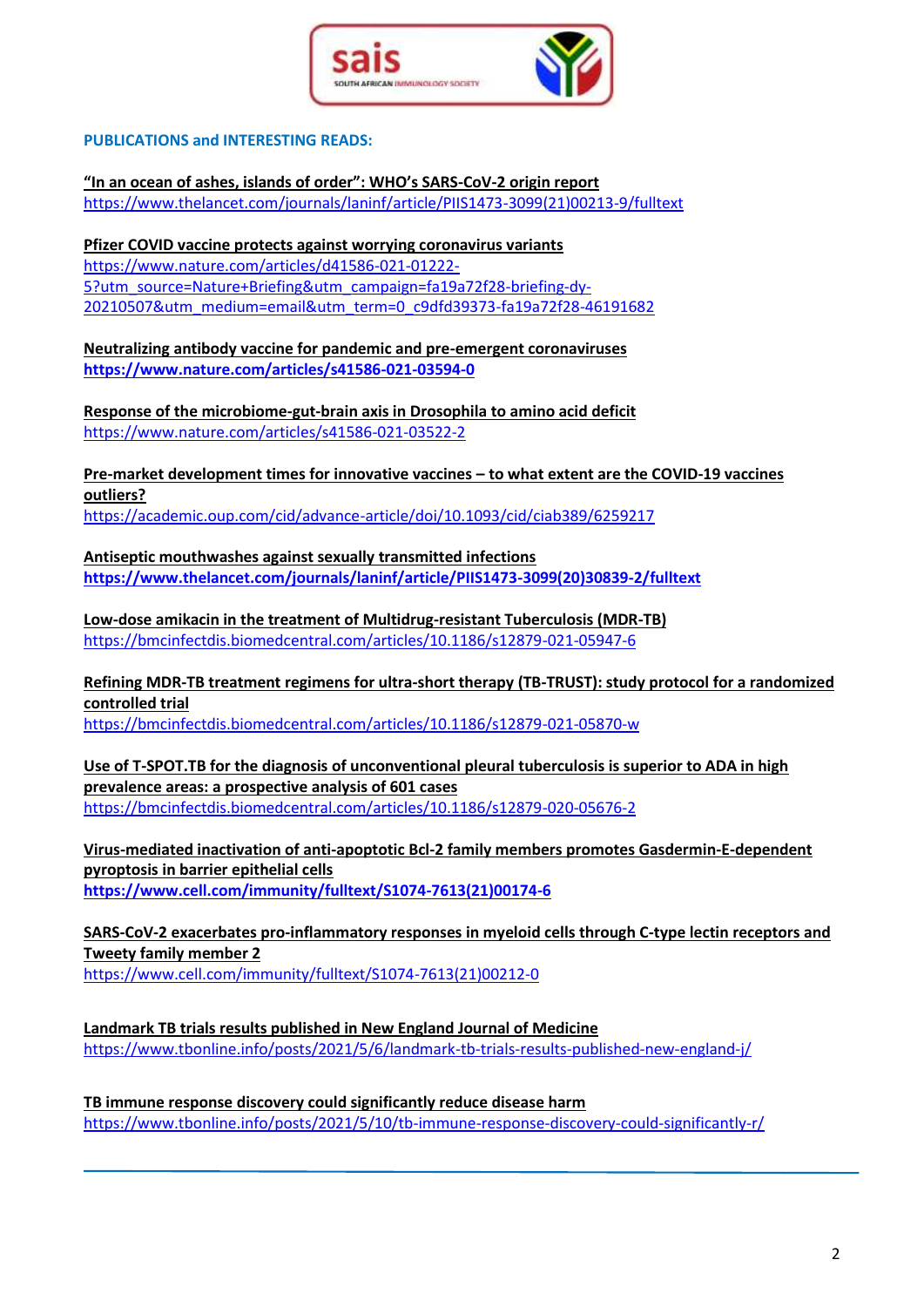## PUBLICATIONS and INTERESTING READS:

**"In an ocean of ashes, islands of order": WHO's SARS-CoV-2 origin report**
https://www.thelancet.com/journals/laninf/article/PIIS1473-3099(21)00213-9/fulltext

**Pfizer COVID vaccine protects against worrying coronavirus variants**
https://www.nature.com/articles/d41586-021-01222-5?utm_source=Nature+Briefing&utm_campaign=fa19a72f28-briefing-dy-20210507&utm_medium=email&utm_term=0_c9dfd39373-fa19a72f28-46191682

**Neutralizing antibody vaccine for pandemic and pre-emergent coronaviruses**
**https://www.nature.com/articles/s41586-021-03594-0**

**Response of the microbiome-gut-brain axis in Drosophila to amino acid deficit**
https://www.nature.com/articles/s41586-021-03522-2

**Pre-market development times for innovative vaccines – to what extent are the COVID-19 vaccines outliers?**
https://academic.oup.com/cid/advance-article/doi/10.1093/cid/ciab389/6259217

**Antiseptic mouthwashes against sexually transmitted infections**
**https://www.thelancet.com/journals/laninf/article/PIIS1473-3099(20)30839-2/fulltext**

**Low-dose amikacin in the treatment of Multidrug-resistant Tuberculosis (MDR-TB)**
https://bmcinfectdis.biomedcentral.com/articles/10.1186/s12879-021-05947-6

**Refining MDR-TB treatment regimens for ultra-short therapy (TB-TRUST): study protocol for a randomized controlled trial**
https://bmcinfectdis.biomedcentral.com/articles/10.1186/s12879-021-05870-w

**Use of T-SPOT.TB for the diagnosis of unconventional pleural tuberculosis is superior to ADA in high prevalence areas: a prospective analysis of 601 cases**
https://bmcinfectdis.biomedcentral.com/articles/10.1186/s12879-020-05676-2

**Virus-mediated inactivation of anti-apoptotic Bcl-2 family members promotes Gasdermin-E-dependent pyroptosis in barrier epithelial cells**
**https://www.cell.com/immunity/fulltext/S1074-7613(21)00174-6**

**SARS-CoV-2 exacerbates pro-inflammatory responses in myeloid cells through C-type lectin receptors and Tweety family member 2**
https://www.cell.com/immunity/fulltext/S1074-7613(21)00212-0

**Landmark TB trials results published in New England Journal of Medicine**
https://www.tbonline.info/posts/2021/5/6/landmark-tb-trials-results-published-new-england-j/

**TB immune response discovery could significantly reduce disease harm**
https://www.tbonline.info/posts/2021/5/10/tb-immune-response-discovery-could-significantly-r/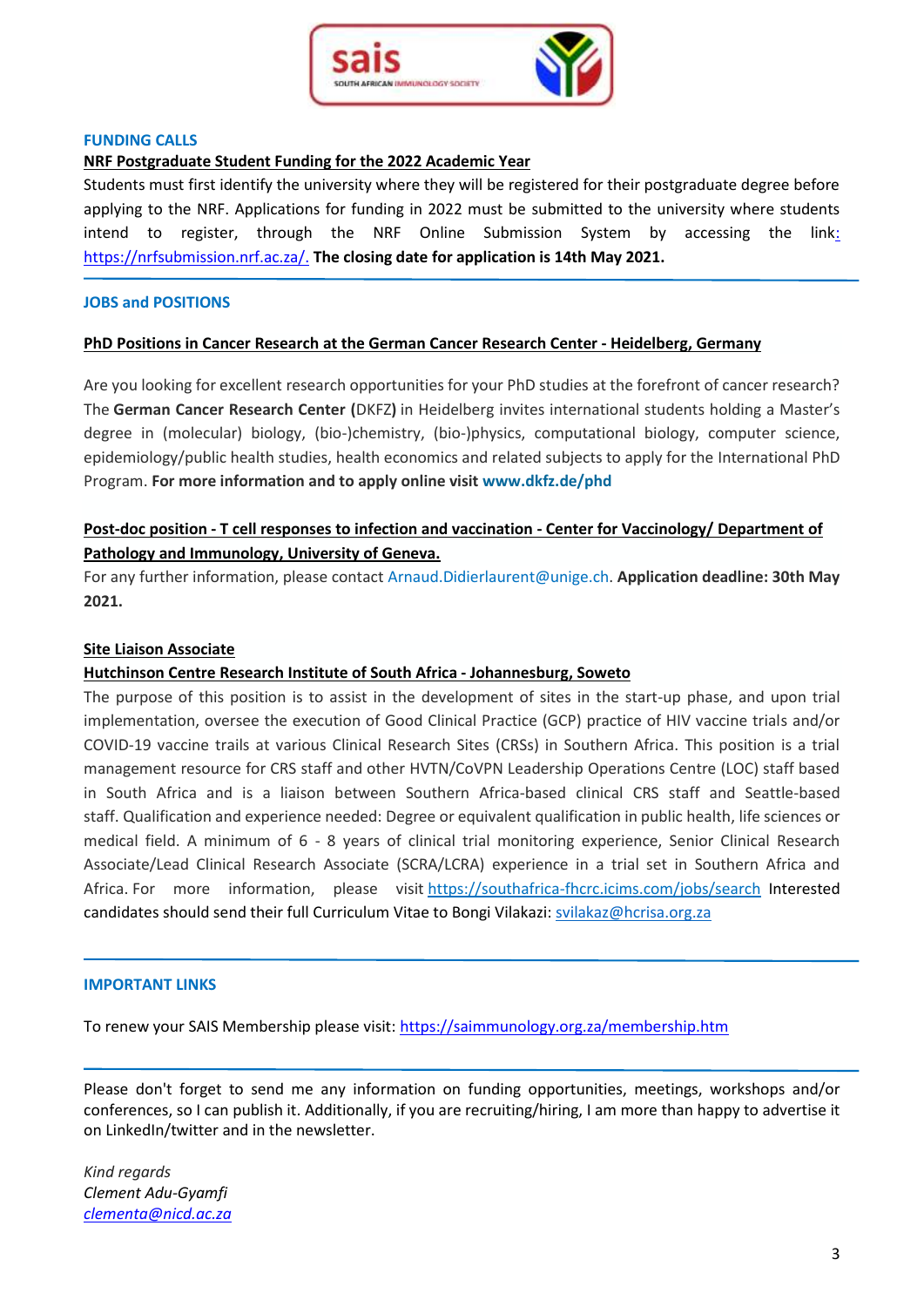## FUNDING CALLS

**NRF Postgraduate Student Funding for the 2022 Academic Year**

Students must first identify the university where they will be registered for their postgraduate degree before applying to the NRF. Applications for funding in 2022 must be submitted to the university where students intend to register, through the NRF Online Submission System by accessing the link: https://nrfsubmission.nrf.ac.za/. **The closing date for application is 14th May 2021.**

---

## JOBS and POSITIONS

**PhD Positions in Cancer Research at the German Cancer Research Center - Heidelberg, Germany**

Are you looking for excellent research opportunities for your PhD studies at the forefront of cancer research? The **German Cancer Research Center (**DKFZ**)** in Heidelberg invites international students holding a Master's degree in (molecular) biology, (bio-)chemistry, (bio-)physics, computational biology, computer science, epidemiology/public health studies, health economics and related subjects to apply for the International PhD Program. **For more information and to apply online visit www.dkfz.de/phd**

**Post-doc position - T cell responses to infection and vaccination - Center for Vaccinology/ Department of Pathology and Immunology, University of Geneva.**

For any further information, please contact Arnaud.Didierlaurent@unige.ch. **Application deadline: 30th May 2021.**

**Site Liaison Associate**

**Hutchinson Centre Research Institute of South Africa - Johannesburg, Soweto**

The purpose of this position is to assist in the development of sites in the start-up phase, and upon trial implementation, oversee the execution of Good Clinical Practice (GCP) practice of HIV vaccine trials and/or COVID-19 vaccine trails at various Clinical Research Sites (CRSs) in Southern Africa. This position is a trial management resource for CRS staff and other HVTN/CoVPN Leadership Operations Centre (LOC) staff based in South Africa and is a liaison between Southern Africa-based clinical CRS staff and Seattle-based staff. Qualification and experience needed: Degree or equivalent qualification in public health, life sciences or medical field. A minimum of 6 - 8 years of clinical trial monitoring experience, Senior Clinical Research Associate/Lead Clinical Research Associate (SCRA/LCRA) experience in a trial set in Southern Africa and Africa. For more information, please visit https://southafrica-fhcrc.icims.com/jobs/search Interested candidates should send their full Curriculum Vitae to Bongi Vilakazi: svilakaz@hcrisa.org.za

---

## IMPORTANT LINKS

To renew your SAIS Membership please visit: https://saimmunology.org.za/membership.htm

---

Please don't forget to send me any information on funding opportunities, meetings, workshops and/or conferences, so I can publish it. Additionally, if you are recruiting/hiring, I am more than happy to advertise it on LinkedIn/twitter and in the newsletter.

*Kind regards*
*Clement Adu-Gyamfi*
*clementa@nicd.ac.za*